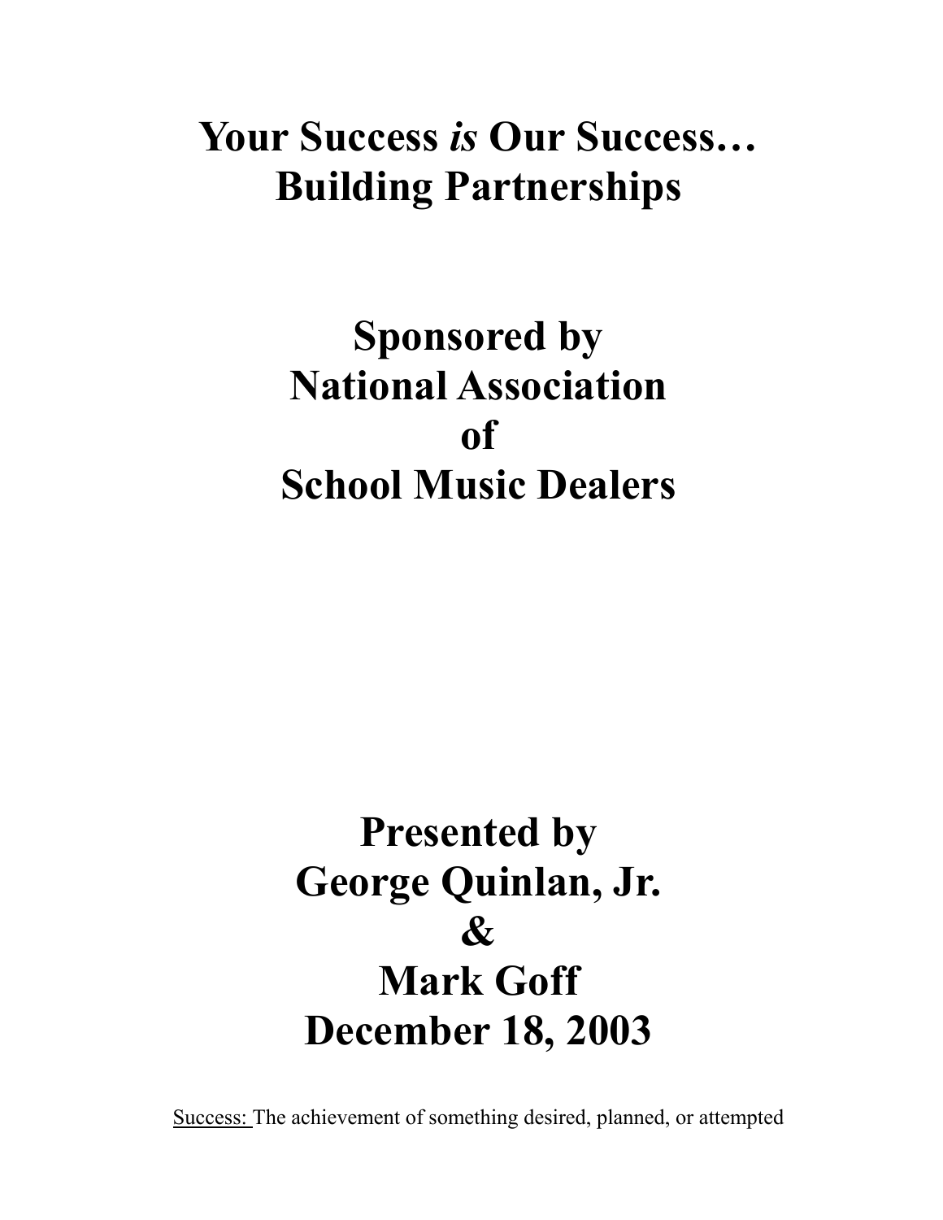# Your Success *is* Our Success… Building Partnerships

## Sponsored by National Association of School Music Dealers

## Presented by George Quinlan, Jr. & Mark Goff December 18, 2003

Success: The achievement of something desired, planned, or attempted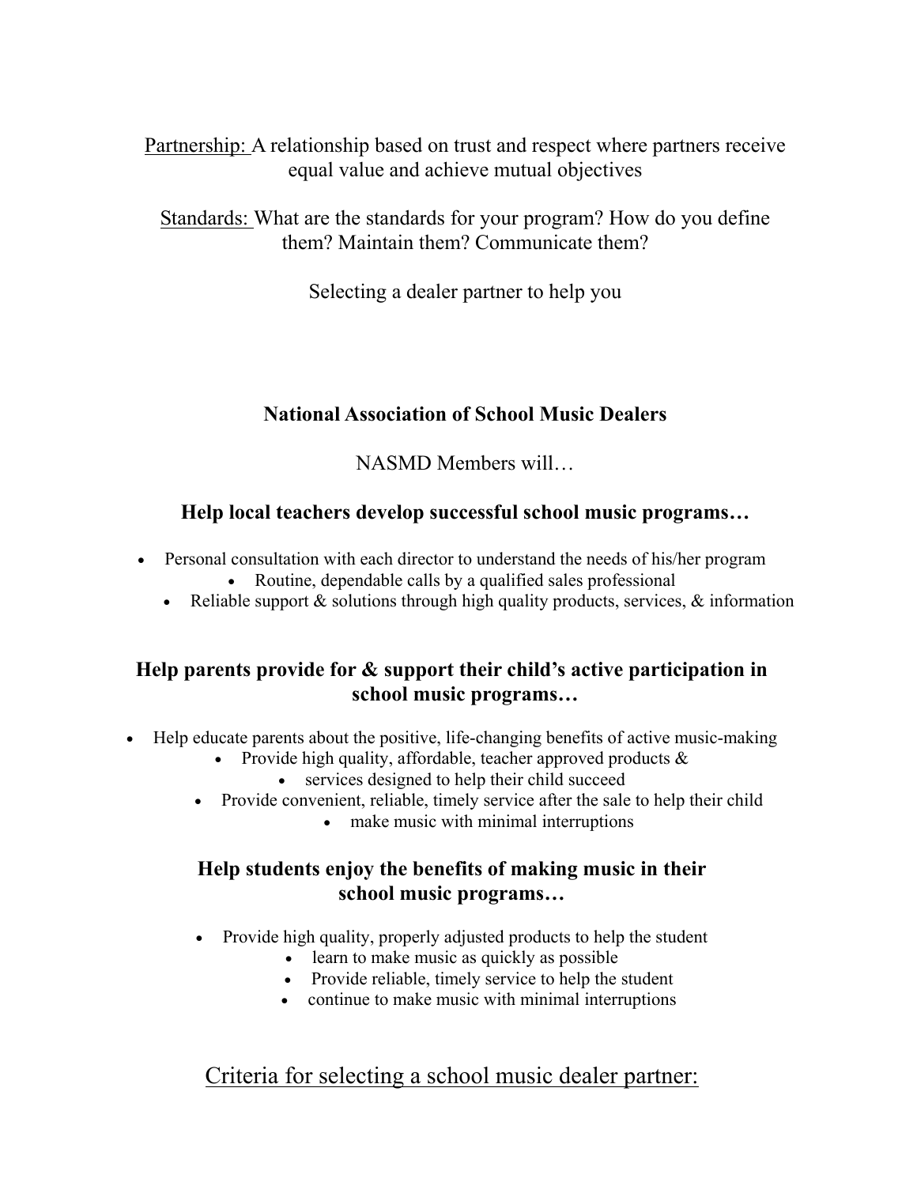Partnership: A relationship based on trust and respect where partners receive equal value and achieve mutual objectives

Standards: What are the standards for your program? How do you define them? Maintain them? Communicate them?

Selecting a dealer partner to help you

**National Association of School Music Dealers**

NASMD Members will…

**Help local teachers develop successful school music programs…**

- Personal consultation with each director to understand the needs of his/her program
- Routine, dependable calls by a qualified sales professional
- Reliable support & solutions through high quality products, services, & information

**Help parents provide for & support their child's active participation in school music programs…**

- Help educate parents about the positive, life-changing benefits of active music-making
- Provide high quality, affordable, teacher approved products &
- services designed to help their child succeed
- Provide convenient, reliable, timely service after the sale to help their child
- make music with minimal interruptions

**Help students enjoy the benefits of making music in their school music programs…**

- Provide high quality, properly adjusted products to help the student
- learn to make music as quickly as possible
- Provide reliable, timely service to help the student
- continue to make music with minimal interruptions

## Criteria for selecting a school music dealer partner: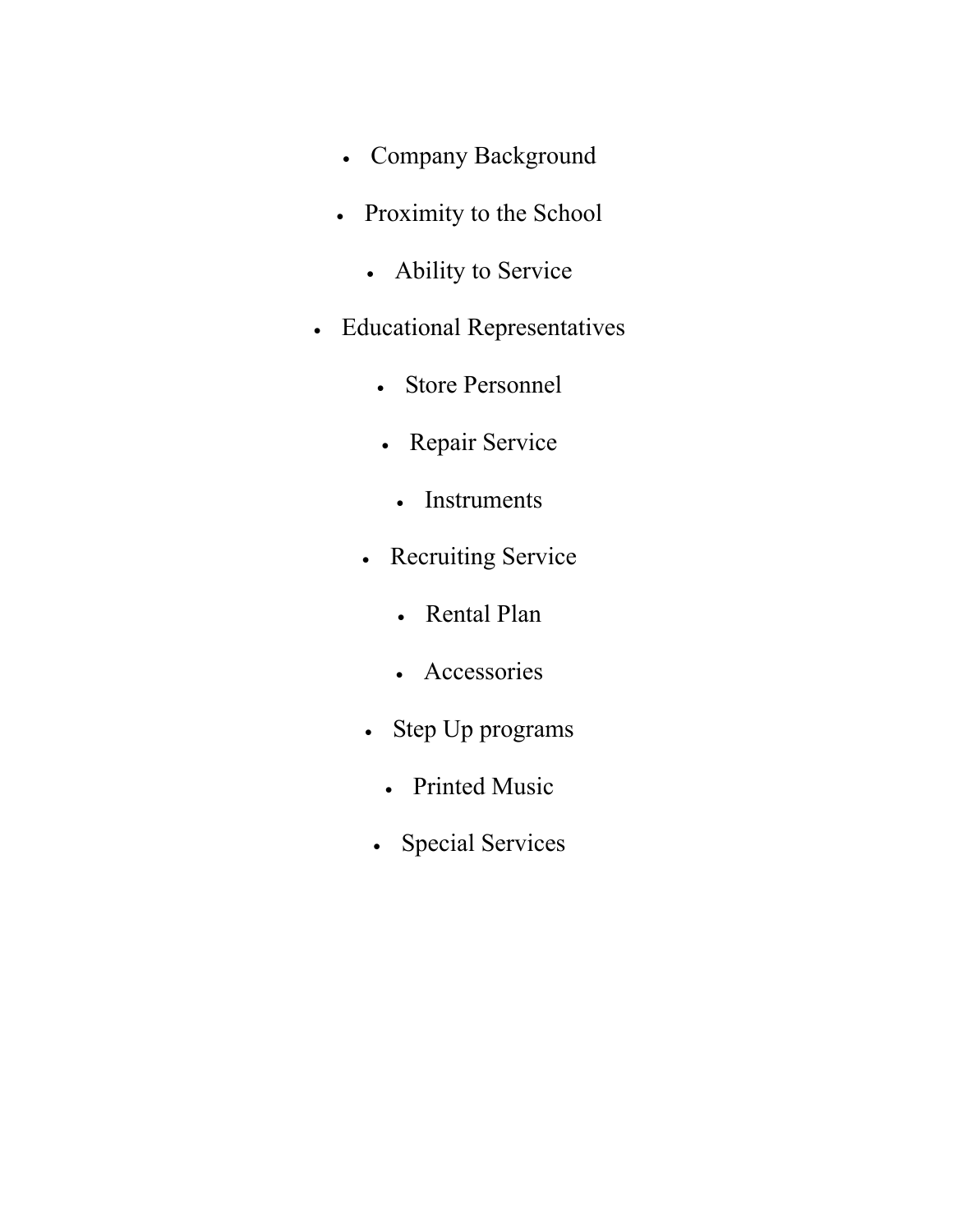- Company Background
- Proximity to the School
- Ability to Service
- Educational Representatives
- Store Personnel
- Repair Service
- Instruments
- Recruiting Service
- Rental Plan
- Accessories
- Step Up programs
- Printed Music
- Special Services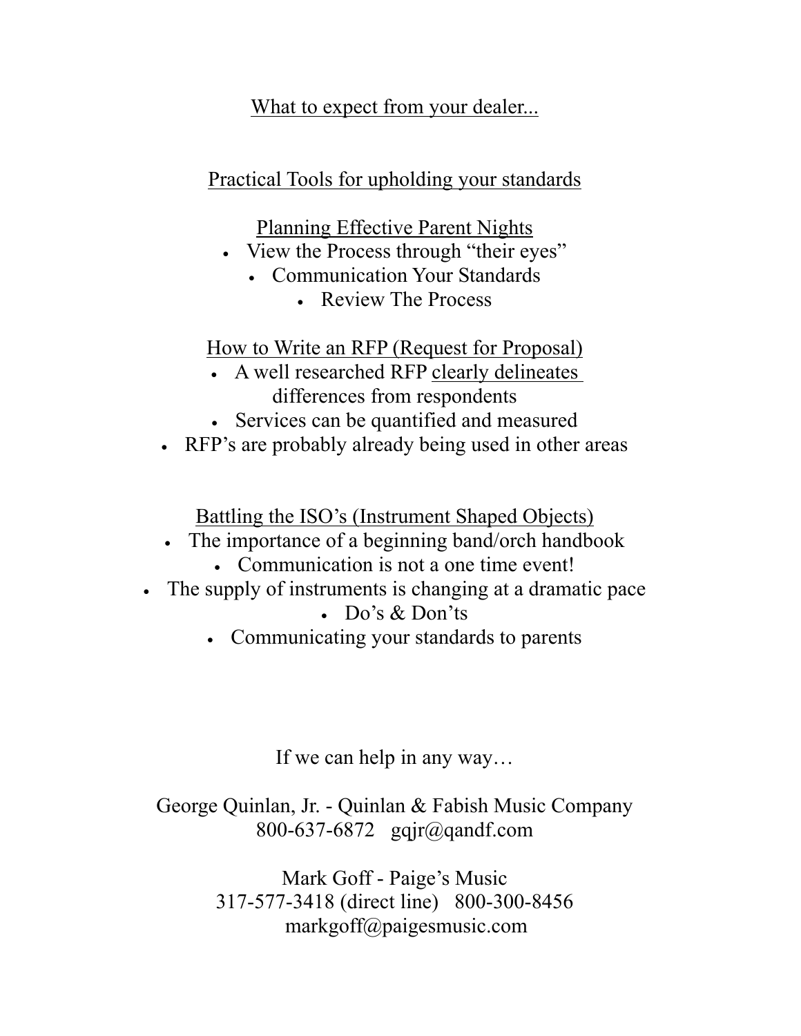What to expect from your dealer...

Practical Tools for upholding your standards

## Planning Effective Parent Nights

- View the Process through "their eyes"
- Communication Your Standards
- Review The Process

## How to Write an RFP (Request for Proposal)

- A well researched RFP clearly delineates differences from respondents
- Services can be quantified and measured
- RFP's are probably already being used in other areas

## Battling the ISO's (Instrument Shaped Objects)

- The importance of a beginning band/orch handbook
- Communication is not a one time event!
- The supply of instruments is changing at a dramatic pace
- Do's & Don'ts
- Communicating your standards to parents

If we can help in any way…

George Quinlan, Jr. - Quinlan & Fabish Music Company
800-637-6872 gqjr@qandf.com

Mark Goff - Paige's Music
317-577-3418 (direct line) 800-300-8456
markgoff@paigesmusic.com